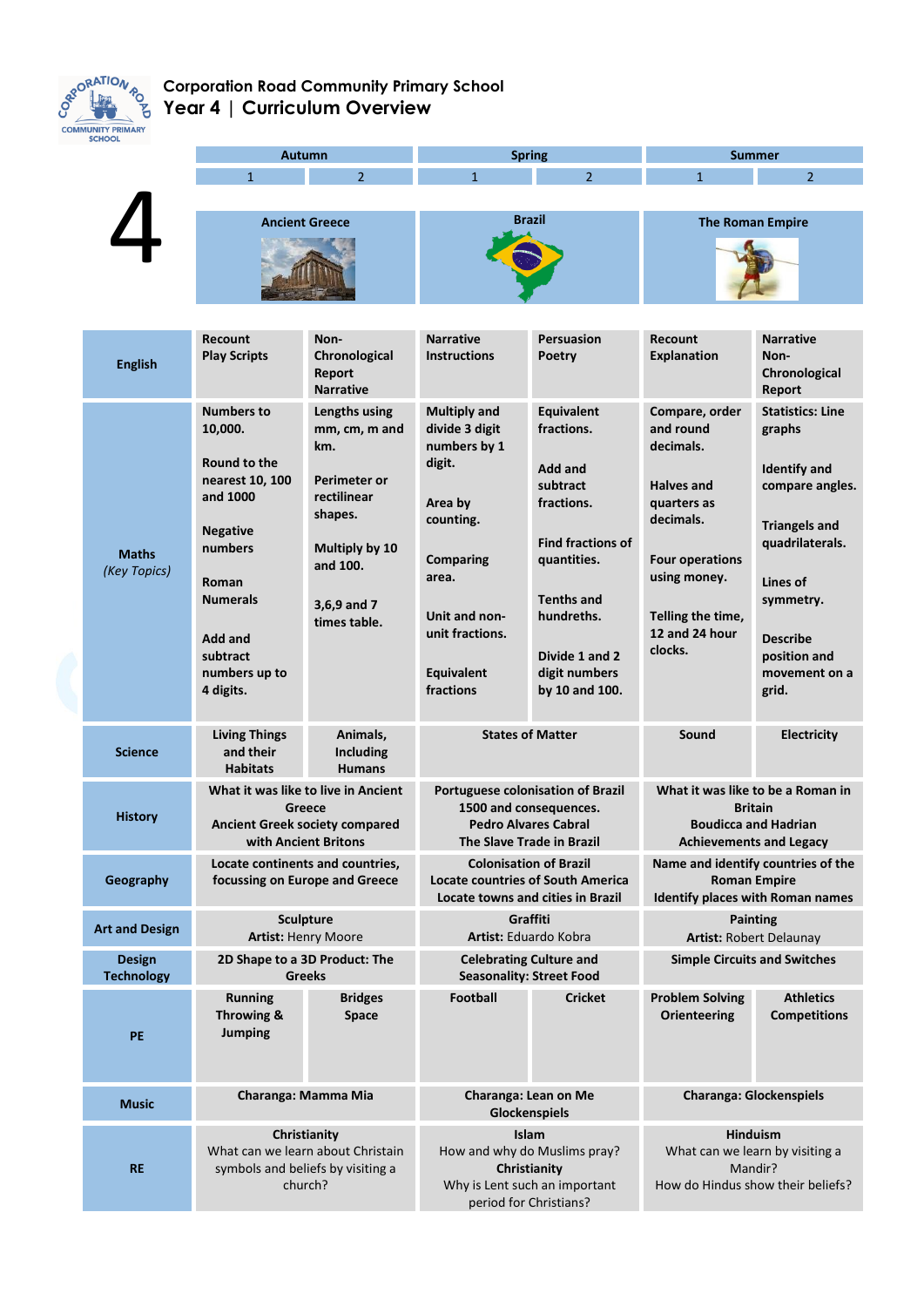# Corporation Road Community Primary School

## Year 4 | Curriculum Overview

| 4 | Autumn | | Spring | | Summer | |
|---|---|---|---|---|---|---|
| | 1 | 2 | 1 | 2 | 1 | 2 |
| | **Ancient Greece** | | **Brazil** | | **The Roman Empire** | |
| **English** | Recount<br>Play Scripts | Non-Chronological Report<br>Narrative | Narrative<br>Instructions | Persuasion<br>Poetry | Recount<br>Explanation | Narrative<br>Non-Chronological Report |
| **Maths** *(Key Topics)* | Numbers to 10,000.<br><br>Round to the nearest 10, 100 and 1000<br><br>Negative numbers<br><br>Roman Numerals<br><br>Add and subtract numbers up to 4 digits. | Lengths using mm, cm, m and km.<br><br>Perimeter or rectilinear shapes.<br><br>Multiply by 10 and 100.<br><br>3,6,9 and 7 times table. | Multiply and divide 3 digit numbers by 1 digit.<br><br>Area by counting.<br><br>Comparing area.<br><br>Unit and non-unit fractions.<br><br>Equivalent fractions | Equivalent fractions.<br><br>Add and subtract fractions.<br><br>Find fractions of quantities.<br><br>Tenths and hundreths.<br><br>Divide 1 and 2 digit numbers by 10 and 100. | Compare, order and round decimals.<br><br>Halves and quarters as decimals.<br><br>Four operations using money.<br><br>Telling the time, 12 and 24 hour clocks. | Statistics: Line graphs<br><br>Identify and compare angles.<br><br>Triangels and quadrilaterals.<br><br>Lines of symmetry.<br><br>Describe position and movement on a grid. |
| **Science** | Living Things and their Habitats | Animals, Including Humans | States of Matter | | Sound | Electricity |
| **History** | What it was like to live in Ancient Greece<br>Ancient Greek society compared with Ancient Britons | | Portuguese colonisation of Brazil 1500 and consequences.<br>Pedro Alvares Cabral<br>The Slave Trade in Brazil | | What it was like to be a Roman in Britain<br>Boudicca and Hadrian<br>Achievements and Legacy | |
| **Geography** | Locate continents and countries, focussing on Europe and Greece | | Colonisation of Brazil<br>Locate countries of South America<br>Locate towns and cities in Brazil | | Name and identify countries of the Roman Empire<br>Identify places with Roman names | |
| **Art and Design** | Sculpture<br>**Artist:** Henry Moore | | Graffiti<br>**Artist:** Eduardo Kobra | | Painting<br>**Artist:** Robert Delaunay | |
| **Design Technology** | 2D Shape to a 3D Product: The Greeks | | Celebrating Culture and Seasonality: Street Food | | Simple Circuits and Switches | |
| **PE** | Running<br>Throwing &<br>Jumping | Bridges<br>Space | Football | Cricket | Problem Solving<br>Orienteering | Athletics<br>Competitions |
| **Music** | Charanga: Mamma Mia | | Charanga: Lean on Me<br>Glockenspiels | | Charanga: Glockenspiels | |
| **RE** | **Christianity**<br>What can we learn about Christain symbols and beliefs by visiting a church? | | **Islam**<br>How and why do Muslims pray?<br>**Christianity**<br>Why is Lent such an important period for Christians? | | **Hinduism**<br>What can we learn by visiting a Mandir?<br>How do Hindus show their beliefs? | |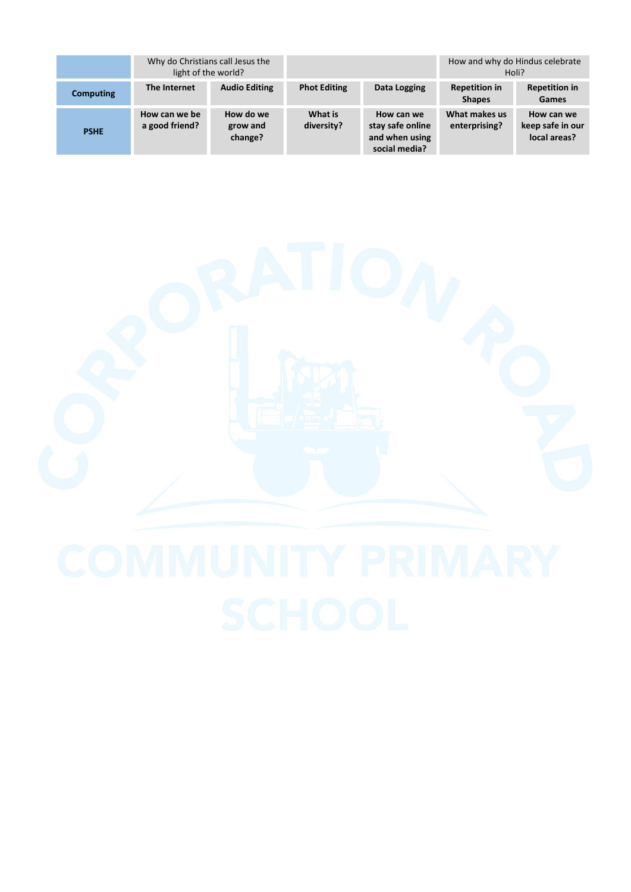| | | | | | | |
|---|---|---|---|---|---|---|
| | Why do Christians call Jesus the light of the world? | | | | How and why do Hindus celebrate Holi? | |
| **Computing** | **The Internet** | **Audio Editing** | **Phot Editing** | **Data Logging** | **Repetition in Shapes** | **Repetition in Games** |
| **PSHE** | **How can we be a good friend?** | **How do we grow and change?** | **What is diversity?** | **How can we stay safe online and when using social media?** | **What makes us enterprising?** | **How can we keep safe in our local areas?** |